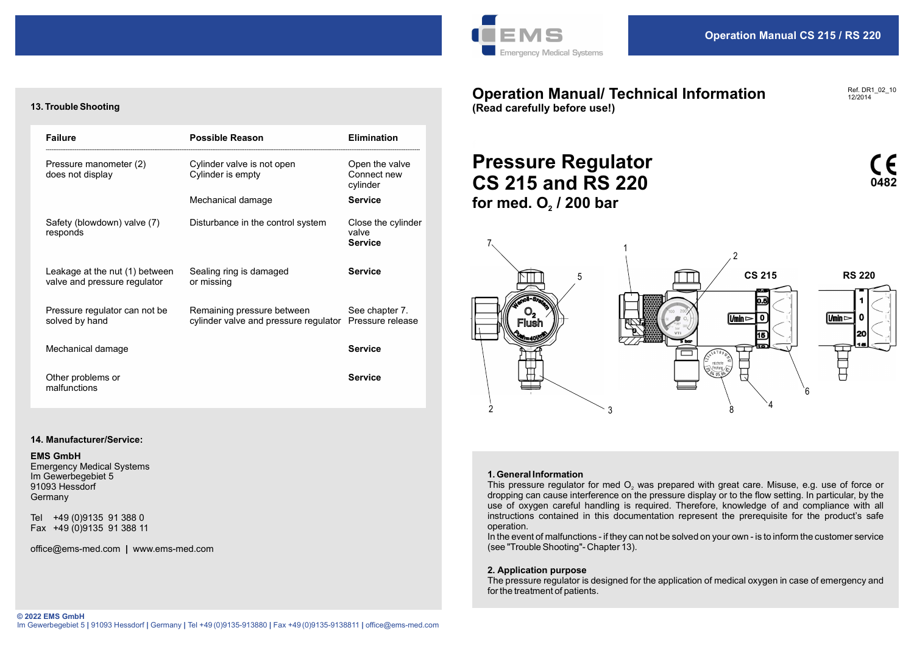## 13. Trouble Shooting

| Failure | Possible Reason | Elimination |
|---|---|---|
| Pressure manometer (2) does not display | Cylinder valve is not open<br>Cylinder is empty | Open the valve<br>Connect new cylinder |
| | Mechanical damage | **Service** |
| Safety (blowdown) valve (7) responds | Disturbance in the control system | Close the cylinder valve<br>**Service** |
| Leakage at the nut (1) between valve and pressure regulator | Sealing ring is damaged or missing | **Service** |
| Pressure regulator can not be solved by hand | Remaining pressure between cylinder valve and pressure regulator | See chapter 7. Pressure release |
| Mechanical damage | | **Service** |
| Other problems or malfunctions | | **Service** |

## 14. Manufacturer/Service:

**EMS GmbH**
Emergency Medical Systems
Im Gewerbegebiet 5
91093 Hessdorf
Germany

Tel +49 (0)9135 91 388 0
Fax +49 (0)9135 91 388 11

office@ems-med.com | www.ems-med.com

**© 2022 EMS GmbH**
Im Gewerbegebiet 5 | 91093 Hessdorf | Germany | Tel +49 (0)9135-913880 | Fax +49 (0)9135-9138811 | office@ems-med.com

EMS Emergency Medical Systems

Operation Manual CS 215 / RS 220

# Operation Manual/ Technical Information

**(Read carefully before use!)**

Ref. DR1_02_10
12/2014

# Pressure Regulator CS 215 and RS 220

## for med. $O_2$ / 200 bar

CE 0482

CS 215 RS 220

### 1. General Information

This pressure regulator for med $O_2$ was prepared with great care. Misuse, e.g. use of force or dropping can cause interference on the pressure display or to the flow setting. In particular, by the use of oxygen careful handling is required. Therefore, knowledge of and compliance with all instructions contained in this documentation represent the prerequisite for the product's safe operation.
In the event of malfunctions - if they can not be solved on your own - is to inform the customer service (see "Trouble Shooting"- Chapter 13).

### 2. Application purpose

The pressure regulator is designed for the application of medical oxygen in case of emergency and for the treatment of patients.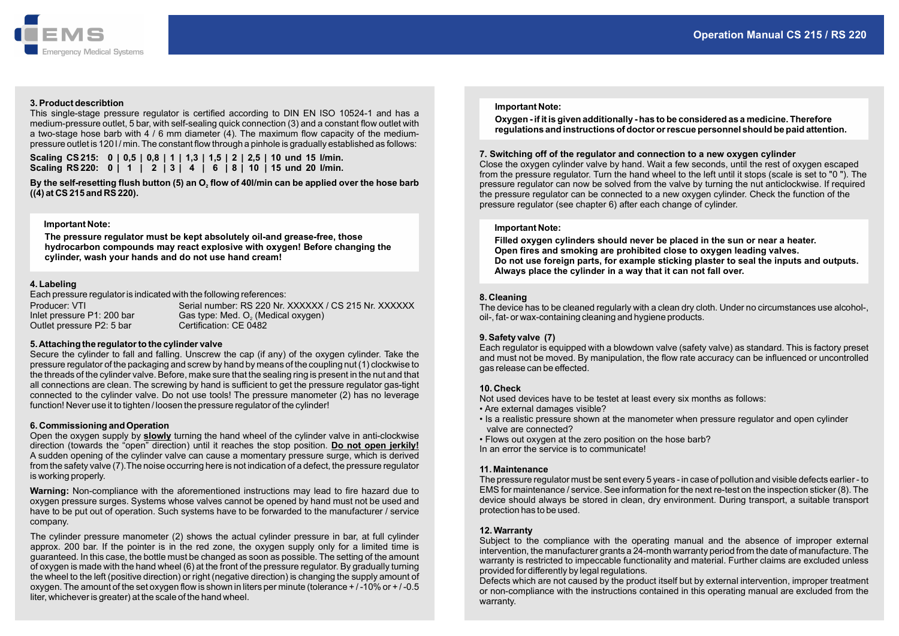### 3. Product describtion

This single-stage pressure regulator is certified according to DIN EN ISO 10524-1 and has a medium-pressure outlet, 5 bar, with self-sealing quick connection (3) and a constant flow outlet with a two-stage hose barb with 4 / 6 mm diameter (4). The maximum flow capacity of the medium-pressure outlet is 120 l / min. The constant flow through a pinhole is gradually established as follows:

**Scaling CS 215: 0 | 0,5 | 0,8 | 1 | 1,3 | 1,5 | 2 | 2,5 | 10 und 15 l/min.**
**Scaling RS 220: 0 | 1 | 2 | 3 | 4 | 6 | 8 | 10 | 15 und 20 l/min.**

**By the self-resetting flush button (5) an $O_2$ flow of 40l/min can be applied over the hose barb ((4) at CS 215 and RS 220).**

> **Important Note:**
>
> **The pressure regulator must be kept absolutely oil-and grease-free, those hydrocarbon compounds may react explosive with oxygen! Before changing the cylinder, wash your hands and do not use hand cream!**

### 4. Labeling

Each pressure regulator is indicated with the following references:

| | |
|---|---|
| Producer: VTI | Serial number: RS 220 Nr. XXXXXX / CS 215 Nr. XXXXXX |
| Inlet pressure P1: 200 bar | Gas type: Med. $O_2$ (Medical oxygen) |
| Outlet pressure P2: 5 bar | Certification: CE 0482 |

### 5. Attaching the regulator to the cylinder valve

Secure the cylinder to fall and falling. Unscrew the cap (if any) of the oxygen cylinder. Take the pressure regulator of the packaging and screw by hand by means of the coupling nut (1) clockwise to the threads of the cylinder valve. Before, make sure that the sealing ring is present in the nut and that all connections are clean. The screwing by hand is sufficient to get the pressure regulator gas-tight connected to the cylinder valve. Do not use tools! The pressure manometer (2) has no leverage function! Never use it to tighten / loosen the pressure regulator of the cylinder!

### 6. Commissioning and Operation

Open the oxygen supply by **slowly** turning the hand wheel of the cylinder valve in anti-clockwise direction (towards the "open" direction) until it reaches the stop position. **Do not open jerkily!** A sudden opening of the cylinder valve can cause a momentary pressure surge, which is derived from the safety valve (7).The noise occurring here is not indication of a defect, the pressure regulator is working properly.

**Warning:** Non-compliance with the aforementioned instructions may lead to fire hazard due to oxygen pressure surges. Systems whose valves cannot be opened by hand must not be used and have to be put out of operation. Such systems have to be forwarded to the manufacturer / service company.

The cylinder pressure manometer (2) shows the actual cylinder pressure in bar, at full cylinder approx. 200 bar. If the pointer is in the red zone, the oxygen supply only for a limited time is guaranteed. In this case, the bottle must be changed as soon as possible. The setting of the amount of oxygen is made with the hand wheel (6) at the front of the pressure regulator. By gradually turning the wheel to the left (positive direction) or right (negative direction) is changing the supply amount of oxygen. The amount of the set oxygen flow is shown in liters per minute (tolerance + / -10% or + / -0.5 liter, whichever is greater) at the scale of the hand wheel.

> **Important Note:**
>
> **Oxygen - if it is given additionally - has to be considered as a medicine. Therefore regulations and instructions of doctor or rescue personnel should be paid attention.**

### 7. Switching off of the regulator and connection to a new oxygen cylinder

Close the oxygen cylinder valve by hand. Wait a few seconds, until the rest of oxygen escaped from the pressure regulator. Turn the hand wheel to the left until it stops (scale is set to "0 "). The pressure regulator can now be solved from the valve by turning the nut anticlockwise. If required the pressure regulator can be connected to a new oxygen cylinder. Check the function of the pressure regulator (see chapter 6) after each change of cylinder.

> **Important Note:**
>
> **Filled oxygen cylinders should never be placed in the sun or near a heater.**
> **Open fires and smoking are prohibited close to oxygen leading valves.**
> **Do not use foreign parts, for example sticking plaster to seal the inputs and outputs.**
> **Always place the cylinder in a way that it can not fall over.**

### 8. Cleaning

The device has to be cleaned regularly with a clean dry cloth. Under no circumstances use alcohol-, oil-, fat- or wax-containing cleaning and hygiene products.

### 9. Safety valve (7)

Each regulator is equipped with a blowdown valve (safety valve) as standard. This is factory preset and must not be moved. By manipulation, the flow rate accuracy can be influenced or uncontrolled gas release can be effected.

### 10. Check

Not used devices have to be testet at least every six months as follows:

- Are external damages visible?
- Is a realistic pressure shown at the manometer when pressure regulator and open cylinder valve are connected?
- Flows out oxygen at the zero position on the hose barb?

In an error the service is to communicate!

### 11. Maintenance

The pressure regulator must be sent every 5 years - in case of pollution and visible defects earlier - to EMS for maintenance / service. See information for the next re-test on the inspection sticker (8). The device should always be stored in clean, dry environment. During transport, a suitable transport protection has to be used.

### 12. Warranty

Subject to the compliance with the operating manual and the absence of improper external intervention, the manufacturer grants a 24-month warranty period from the date of manufacture. The warranty is restricted to impeccable functionality and material. Further claims are excluded unless provided for differently by legal regulations.
Defects which are not caused by the product itself but by external intervention, improper treatment or non-compliance with the instructions contained in this operating manual are excluded from the warranty.